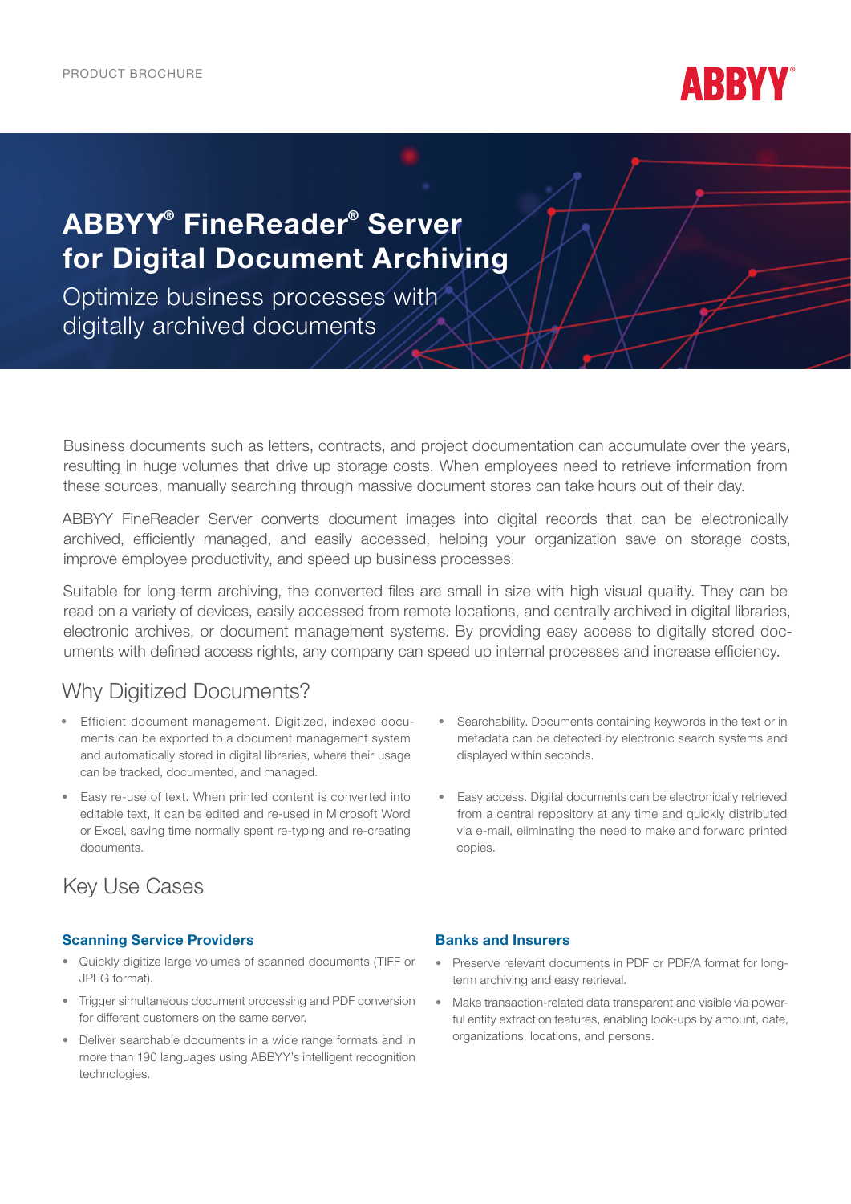PRODUCT BROCHURE

# ABBYY® FineReader® Server for Digital Document Archiving

Optimize business processes with digitally archived documents

Business documents such as letters, contracts, and project documentation can accumulate over the years, resulting in huge volumes that drive up storage costs. When employees need to retrieve information from these sources, manually searching through massive document stores can take hours out of their day.

ABBYY FineReader Server converts document images into digital records that can be electronically archived, efficiently managed, and easily accessed, helping your organization save on storage costs, improve employee productivity, and speed up business processes.

Suitable for long-term archiving, the converted files are small in size with high visual quality. They can be read on a variety of devices, easily accessed from remote locations, and centrally archived in digital libraries, electronic archives, or document management systems. By providing easy access to digitally stored documents with defined access rights, any company can speed up internal processes and increase efficiency.

## Why Digitized Documents?

- Efficient document management. Digitized, indexed documents can be exported to a document management system and automatically stored in digital libraries, where their usage can be tracked, documented, and managed.
- Easy re-use of text. When printed content is converted into editable text, it can be edited and re-used in Microsoft Word or Excel, saving time normally spent re-typing and re-creating documents.
- Searchability. Documents containing keywords in the text or in metadata can be detected by electronic search systems and displayed within seconds.
- Easy access. Digital documents can be electronically retrieved from a central repository at any time and quickly distributed via e-mail, eliminating the need to make and forward printed copies.

## Key Use Cases

### Scanning Service Providers

- Quickly digitize large volumes of scanned documents (TIFF or JPEG format).
- Trigger simultaneous document processing and PDF conversion for different customers on the same server.
- Deliver searchable documents in a wide range formats and in more than 190 languages using ABBYY's intelligent recognition technologies.

### Banks and Insurers

- Preserve relevant documents in PDF or PDF/A format for long-term archiving and easy retrieval.
- Make transaction-related data transparent and visible via powerful entity extraction features, enabling look-ups by amount, date, organizations, locations, and persons.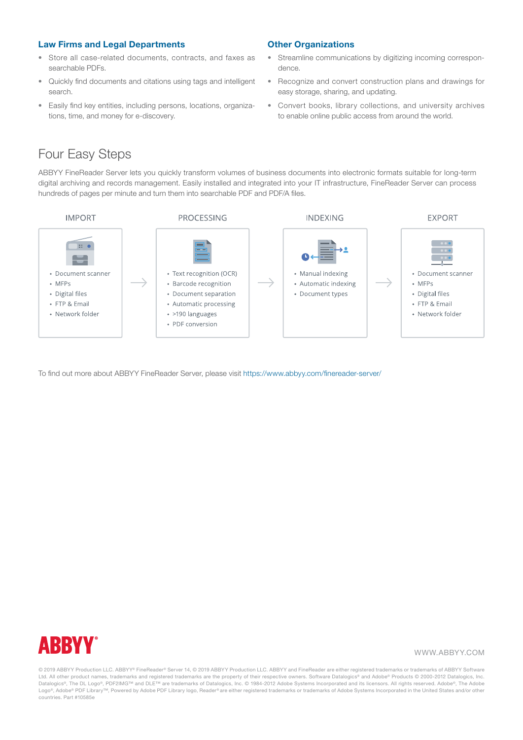### Law Firms and Legal Departments

- Store all case-related documents, contracts, and faxes as searchable PDFs.
- Quickly find documents and citations using tags and intelligent search.
- Easily find key entities, including persons, locations, organizations, time, and money for e-discovery.

### Other Organizations

- Streamline communications by digitizing incoming correspondence.
- Recognize and convert construction plans and drawings for easy storage, sharing, and updating.
- Convert books, library collections, and university archives to enable online public access from around the world.

## Four Easy Steps

ABBYY FineReader Server lets you quickly transform volumes of business documents into electronic formats suitable for long-term digital archiving and records management. Easily installed and integrated into your IT infrastructure, FineReader Server can process hundreds of pages per minute and turn them into searchable PDF and PDF/A files.

IMPORT

- Document scanner
- MFPs
- Digital files
- FTP & Email
- Network folder

PROCESSING

- Text recognition (OCR)
- Barcode recognition
- Document separation
- Automatic processing
- >190 languages
- PDF conversion

INDEXING

- Manual indexing
- Automatic indexing
- Document types

EXPORT

- Document scanner
- MFPs
- Digital files
- FTP & Email
- Network folder

To find out more about ABBYY FineReader Server, please visit https://www.abbyy.com/finereader-server/

ABBYY

WWW.ABBYY.COM

© 2019 ABBYY Production LLC. ABBYY® FineReader® Server 14, © 2019 ABBYY Production LLC. ABBYY and FineReader are either registered trademarks or trademarks of ABBYY Software Ltd. All other product names, trademarks and registered trademarks are the property of their respective owners. Software Datalogics® and Adobe® Products © 2000-2012 Datalogics, Inc. Datalogics®, The DL Logo®, PDF2IMG™ and DLE™ are trademarks of Datalogics, Inc. © 1984-2012 Adobe Systems Incorporated and its licensors. All rights reserved. Adobe®, The Adobe Logo®, Adobe® PDF Library™, Powered by Adobe PDF Library logo, Reader® are either registered trademarks or trademarks of Adobe Systems Incorporated in the United States and/or other countries. Part #10585e